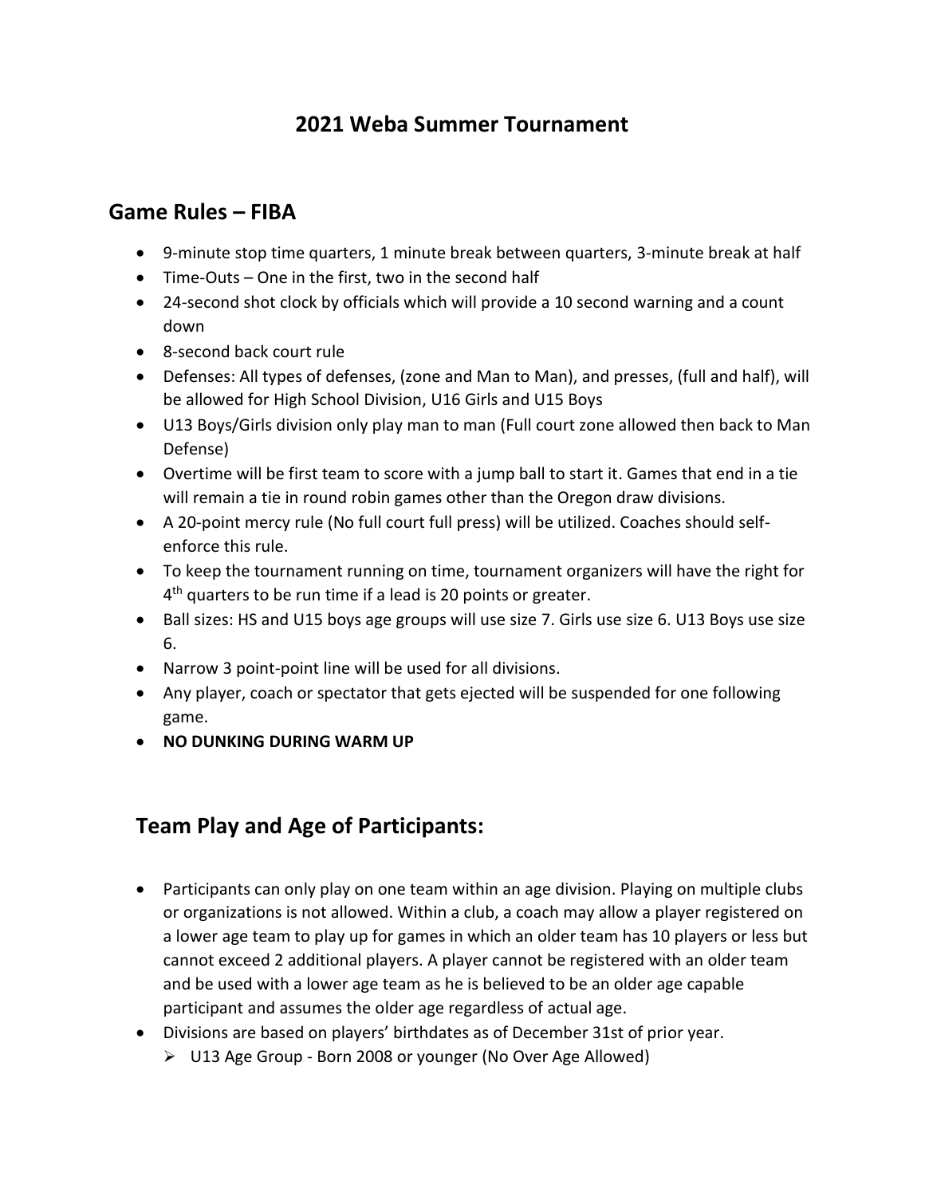# 2021 Weba Summer Tournament

## Game Rules – FIBA

- 9-minute stop time quarters, 1 minute break between quarters, 3-minute break at half
- Time-Outs – One in the first, two in the second half
- 24-second shot clock by officials which will provide a 10 second warning and a count down
- 8-second back court rule
- Defenses: All types of defenses, (zone and Man to Man), and presses, (full and half), will be allowed for High School Division, U16 Girls and U15 Boys
- U13 Boys/Girls division only play man to man (Full court zone allowed then back to Man Defense)
- Overtime will be first team to score with a jump ball to start it. Games that end in a tie will remain a tie in round robin games other than the Oregon draw divisions.
- A 20-point mercy rule (No full court full press) will be utilized. Coaches should self-enforce this rule.
- To keep the tournament running on time, tournament organizers will have the right for 4th quarters to be run time if a lead is 20 points or greater.
- Ball sizes: HS and U15 boys age groups will use size 7. Girls use size 6. U13 Boys use size 6.
- Narrow 3 point-point line will be used for all divisions.
- Any player, coach or spectator that gets ejected will be suspended for one following game.
- **NO DUNKING DURING WARM UP**

## Team Play and Age of Participants:

- Participants can only play on one team within an age division. Playing on multiple clubs or organizations is not allowed. Within a club, a coach may allow a player registered on a lower age team to play up for games in which an older team has 10 players or less but cannot exceed 2 additional players. A player cannot be registered with an older team and be used with a lower age team as he is believed to be an older age capable participant and assumes the older age regardless of actual age.
- Divisions are based on players' birthdates as of December 31st of prior year.
  - U13 Age Group - Born 2008 or younger (No Over Age Allowed)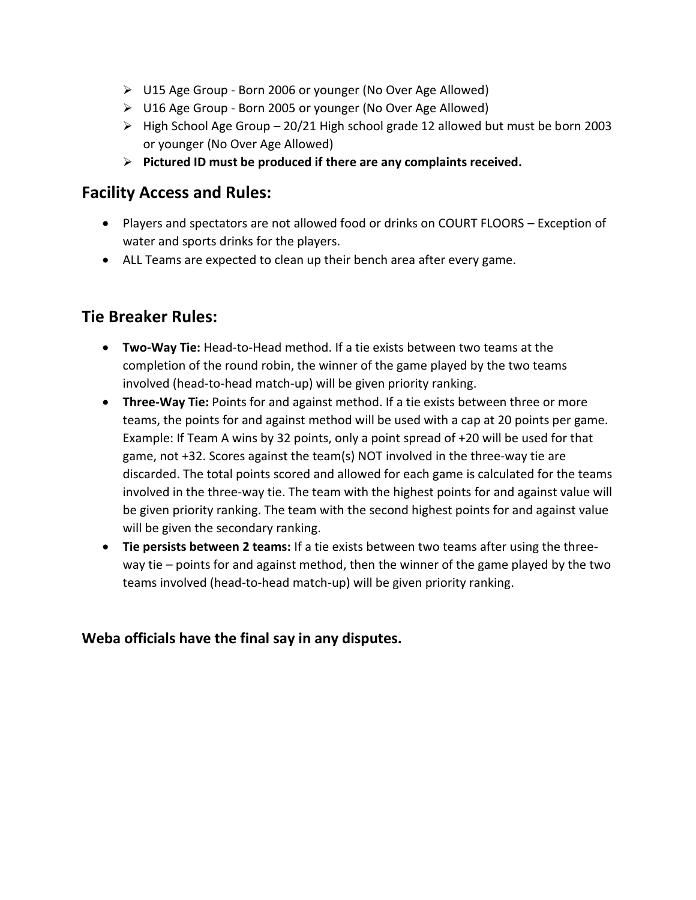- U15 Age Group - Born 2006 or younger (No Over Age Allowed)
- U16 Age Group - Born 2005 or younger (No Over Age Allowed)
- High School Age Group – 20/21 High school grade 12 allowed but must be born 2003 or younger (No Over Age Allowed)
- **Pictured ID must be produced if there are any complaints received.**

## Facility Access and Rules:

- Players and spectators are not allowed food or drinks on COURT FLOORS – Exception of water and sports drinks for the players.
- ALL Teams are expected to clean up their bench area after every game.

## Tie Breaker Rules:

- **Two-Way Tie:** Head-to-Head method. If a tie exists between two teams at the completion of the round robin, the winner of the game played by the two teams involved (head-to-head match-up) will be given priority ranking.
- **Three-Way Tie:** Points for and against method. If a tie exists between three or more teams, the points for and against method will be used with a cap at 20 points per game. Example: If Team A wins by 32 points, only a point spread of +20 will be used for that game, not +32. Scores against the team(s) NOT involved in the three-way tie are discarded. The total points scored and allowed for each game is calculated for the teams involved in the three-way tie. The team with the highest points for and against value will be given priority ranking. The team with the second highest points for and against value will be given the secondary ranking.
- **Tie persists between 2 teams:** If a tie exists between two teams after using the three-way tie – points for and against method, then the winner of the game played by the two teams involved (head-to-head match-up) will be given priority ranking.

**Weba officials have the final say in any disputes.**